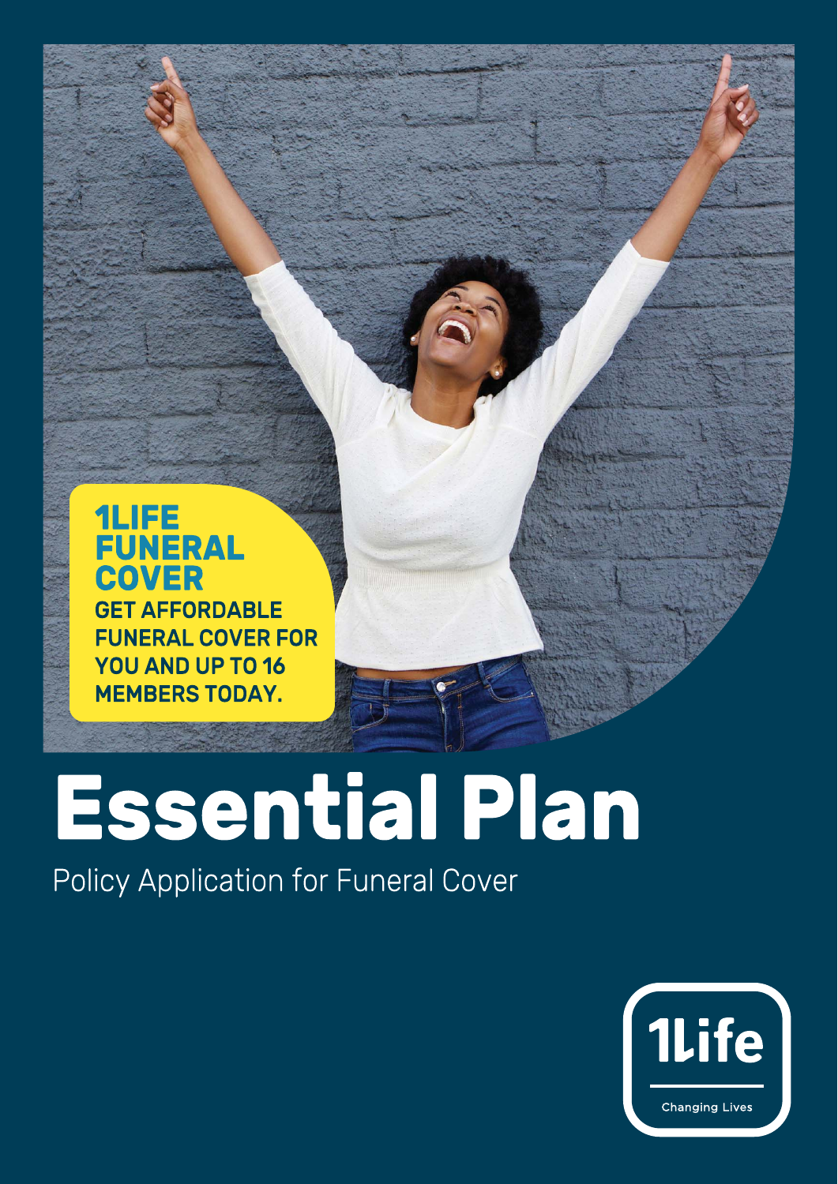**1LIFE FUNERAL COVER**

**GET AFFORDABLE FUNERAL COVER FOR YOU AND UP TO 16 MEMBERS TODAY.**

# Essential Plan

Policy Application for Funeral Cover

1Life

Changing Lives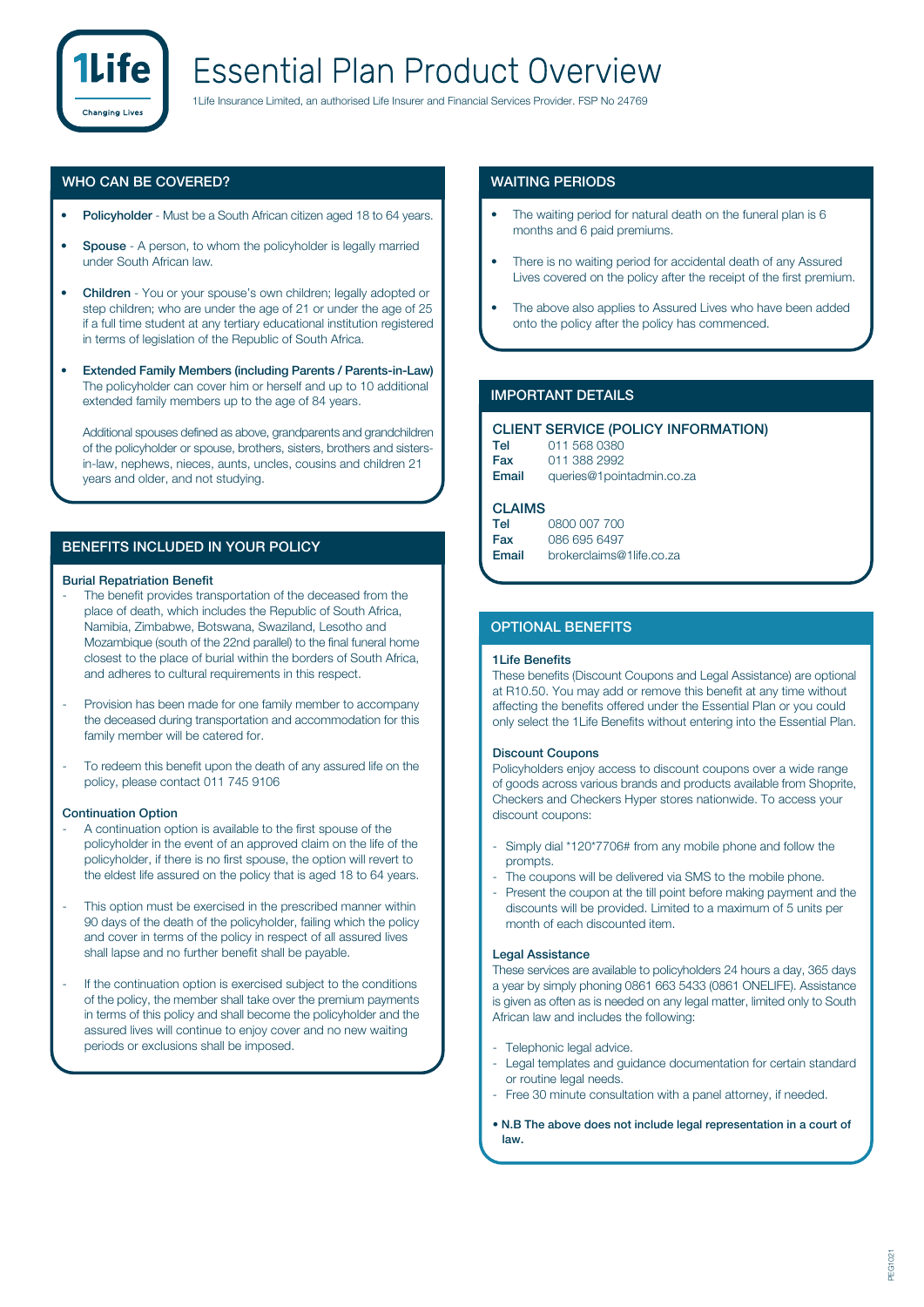# Essential Plan Product Overview

1Life Insurance Limited, an authorised Life Insurer and Financial Services Provider. FSP No 24769

## WHO CAN BE COVERED?

- **Policyholder** - Must be a South African citizen aged 18 to 64 years.
- **Spouse** - A person, to whom the policyholder is legally married under South African law.
- **Children** - You or your spouse's own children; legally adopted or step children; who are under the age of 21 or under the age of 25 if a full time student at any tertiary educational institution registered in terms of legislation of the Republic of South Africa.
- **Extended Family Members (including Parents / Parents-in-Law)** The policyholder can cover him or herself and up to 10 additional extended family members up to the age of 84 years.

  Additional spouses defined as above, grandparents and grandchildren of the policyholder or spouse, brothers, sisters, brothers and sisters-in-law, nephews, nieces, aunts, uncles, cousins and children 21 years and older, and not studying.

## BENEFITS INCLUDED IN YOUR POLICY

### Burial Repatriation Benefit

- The benefit provides transportation of the deceased from the place of death, which includes the Republic of South Africa, Namibia, Zimbabwe, Botswana, Swaziland, Lesotho and Mozambique (south of the 22nd parallel) to the final funeral home closest to the place of burial within the borders of South Africa, and adheres to cultural requirements in this respect.
- Provision has been made for one family member to accompany the deceased during transportation and accommodation for this family member will be catered for.
- To redeem this benefit upon the death of any assured life on the policy, please contact 011 745 9106

### Continuation Option

- A continuation option is available to the first spouse of the policyholder in the event of an approved claim on the life of the policyholder, if there is no first spouse, the option will revert to the eldest life assured on the policy that is aged 18 to 64 years.
- This option must be exercised in the prescribed manner within 90 days of the death of the policyholder, failing which the policy and cover in terms of the policy in respect of all assured lives shall lapse and no further benefit shall be payable.
- If the continuation option is exercised subject to the conditions of the policy, the member shall take over the premium payments in terms of this policy and shall become the policyholder and the assured lives will continue to enjoy cover and no new waiting periods or exclusions shall be imposed.

## WAITING PERIODS

- The waiting period for natural death on the funeral plan is 6 months and 6 paid premiums.
- There is no waiting period for accidental death of any Assured Lives covered on the policy after the receipt of the first premium.
- The above also applies to Assured Lives who have been added onto the policy after the policy has commenced.

## IMPORTANT DETAILS

### CLIENT SERVICE (POLICY INFORMATION)

**Tel** 011 568 0380
**Fax** 011 388 2992
**Email** queries@1pointadmin.co.za

### CLAIMS

**Tel** 0800 007 700
**Fax** 086 695 6497
**Email** brokerclaims@1life.co.za

## OPTIONAL BENEFITS

### 1Life Benefits

These benefits (Discount Coupons and Legal Assistance) are optional at R10.50. You may add or remove this benefit at any time without affecting the benefits offered under the Essential Plan or you could only select the 1Life Benefits without entering into the Essential Plan.

### Discount Coupons

Policyholders enjoy access to discount coupons over a wide range of goods across various brands and products available from Shoprite, Checkers and Checkers Hyper stores nationwide. To access your discount coupons:

- Simply dial *120*7706# from any mobile phone and follow the prompts.
- The coupons will be delivered via SMS to the mobile phone.
- Present the coupon at the till point before making payment and the discounts will be provided. Limited to a maximum of 5 units per month of each discounted item.

### Legal Assistance

These services are available to policyholders 24 hours a day, 365 days a year by simply phoning 0861 663 5433 (0861 ONELIFE). Assistance is given as often as is needed on any legal matter, limited only to South African law and includes the following:

- Telephonic legal advice.
- Legal templates and guidance documentation for certain standard or routine legal needs.
- Free 30 minute consultation with a panel attorney, if needed.

**• N.B The above does not include legal representation in a court of law.**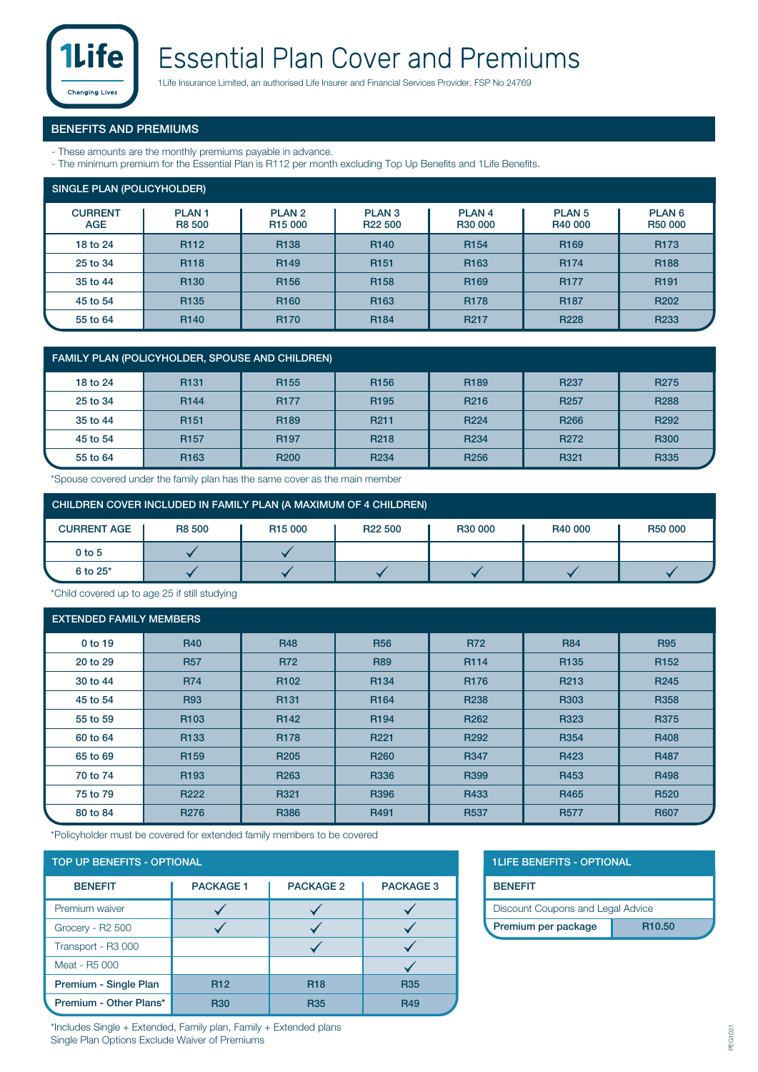# Essential Plan Cover and Premiums

1Life Insurance Limited, an authorised Life Insurer and Financial Services Provider. FSP No 24769

## BENEFITS AND PREMIUMS

- These amounts are the monthly premiums payable in advance.
- The minimum premium for the Essential Plan is R112 per month excluding Top Up Benefits and 1Life Benefits.

### SINGLE PLAN (POLICYHOLDER)

| CURRENT AGE | PLAN 1 R8 500 | PLAN 2 R15 000 | PLAN 3 R22 500 | PLAN 4 R30 000 | PLAN 5 R40 000 | PLAN 6 R50 000 |
|---|---|---|---|---|---|---|
| 18 to 24 | R112 | R138 | R140 | R154 | R169 | R173 |
| 25 to 34 | R118 | R149 | R151 | R163 | R174 | R188 |
| 35 to 44 | R130 | R156 | R158 | R169 | R177 | R191 |
| 45 to 54 | R135 | R160 | R163 | R178 | R187 | R202 |
| 55 to 64 | R140 | R170 | R184 | R217 | R228 | R233 |

### FAMILY PLAN (POLICYHOLDER, SPOUSE AND CHILDREN)

| CURRENT AGE | PLAN 1 R8 500 | PLAN 2 R15 000 | PLAN 3 R22 500 | PLAN 4 R30 000 | PLAN 5 R40 000 | PLAN 6 R50 000 |
|---|---|---|---|---|---|---|
| 18 to 24 | R131 | R155 | R156 | R189 | R237 | R275 |
| 25 to 34 | R144 | R177 | R195 | R216 | R257 | R288 |
| 35 to 44 | R151 | R189 | R211 | R224 | R266 | R292 |
| 45 to 54 | R157 | R197 | R218 | R234 | R272 | R300 |
| 55 to 64 | R163 | R200 | R234 | R256 | R321 | R335 |

*Spouse covered under the family plan has the same cover as the main member

### CHILDREN COVER INCLUDED IN FAMILY PLAN (A MAXIMUM OF 4 CHILDREN)

| CURRENT AGE | R8 500 | R15 000 | R22 500 | R30 000 | R40 000 | R50 000 |
|---|---|---|---|---|---|---|
| 0 to 5 | ✓ | ✓ | | | | |
| 6 to 25* | ✓ | ✓ | ✓ | ✓ | ✓ | ✓ |

*Child covered up to age 25 if still studying

### EXTENDED FAMILY MEMBERS

| CURRENT AGE | PLAN 1 R8 500 | PLAN 2 R15 000 | PLAN 3 R22 500 | PLAN 4 R30 000 | PLAN 5 R40 000 | PLAN 6 R50 000 |
|---|---|---|---|---|---|---|
| 0 to 19 | R40 | R48 | R56 | R72 | R84 | R95 |
| 20 to 29 | R57 | R72 | R89 | R114 | R135 | R152 |
| 30 to 44 | R74 | R102 | R134 | R176 | R213 | R245 |
| 45 to 54 | R93 | R131 | R164 | R238 | R303 | R358 |
| 55 to 59 | R103 | R142 | R194 | R262 | R323 | R375 |
| 60 to 64 | R133 | R178 | R221 | R292 | R354 | R408 |
| 65 to 69 | R159 | R205 | R260 | R347 | R423 | R487 |
| 70 to 74 | R193 | R263 | R336 | R399 | R453 | R498 |
| 75 to 79 | R222 | R321 | R396 | R433 | R465 | R520 |
| 80 to 84 | R276 | R386 | R491 | R537 | R577 | R607 |

*Policyholder must be covered for extended family members to be covered

### TOP UP BENEFITS - OPTIONAL

| BENEFIT | PACKAGE 1 | PACKAGE 2 | PACKAGE 3 |
|---|---|---|---|
| Premium waiver | ✓ | ✓ | ✓ |
| Grocery - R2 500 | ✓ | ✓ | ✓ |
| Transport - R3 000 | | ✓ | ✓ |
| Meat - R5 000 | | | ✓ |
| **Premium - Single Plan** | R12 | R18 | R35 |
| **Premium - Other Plans*** | R30 | R35 | R49 |

*Includes Single + Extended, Family plan, Family + Extended plans
Single Plan Options Exclude Waiver of Premiums

### 1LIFE BENEFITS - OPTIONAL

| BENEFIT | |
|---|---|
| Discount Coupons and Legal Advice | |
| **Premium per package** | R10.50 |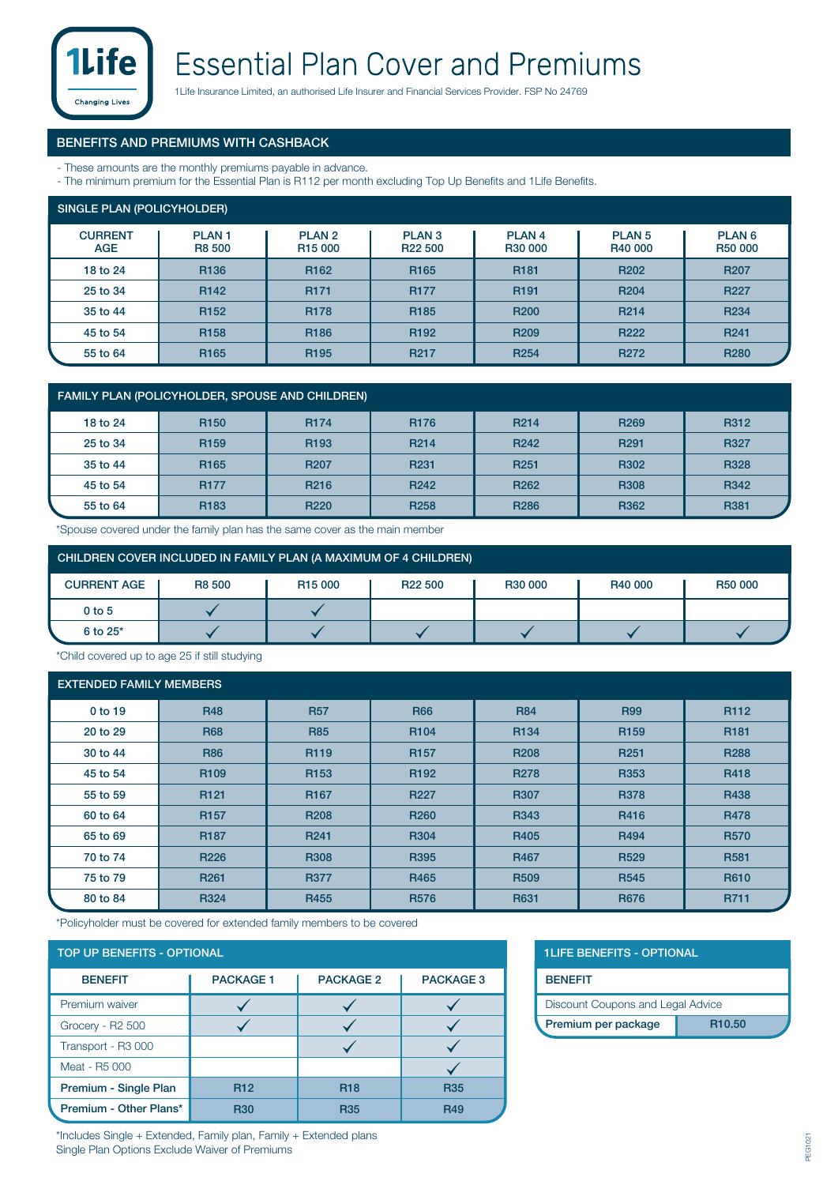1Life
Changing Lives

# Essential Plan Cover and Premiums

1Life Insurance Limited, an authorised Life Insurer and Financial Services Provider. FSP No 24769

## BENEFITS AND PREMIUMS WITH CASHBACK

- These amounts are the monthly premiums payable in advance.
- The minimum premium for the Essential Plan is R112 per month excluding Top Up Benefits and 1Life Benefits.

### SINGLE PLAN (POLICYHOLDER)

| CURRENT AGE | PLAN 1 R8 500 | PLAN 2 R15 000 | PLAN 3 R22 500 | PLAN 4 R30 000 | PLAN 5 R40 000 | PLAN 6 R50 000 |
|---|---|---|---|---|---|---|
| 18 to 24 | R136 | R162 | R165 | R181 | R202 | R207 |
| 25 to 34 | R142 | R171 | R177 | R191 | R204 | R227 |
| 35 to 44 | R152 | R178 | R185 | R200 | R214 | R234 |
| 45 to 54 | R158 | R186 | R192 | R209 | R222 | R241 |
| 55 to 64 | R165 | R195 | R217 | R254 | R272 | R280 |

### FAMILY PLAN (POLICYHOLDER, SPOUSE AND CHILDREN)

| CURRENT AGE | PLAN 1 R8 500 | PLAN 2 R15 000 | PLAN 3 R22 500 | PLAN 4 R30 000 | PLAN 5 R40 000 | PLAN 6 R50 000 |
|---|---|---|---|---|---|---|
| 18 to 24 | R150 | R174 | R176 | R214 | R269 | R312 |
| 25 to 34 | R159 | R193 | R214 | R242 | R291 | R327 |
| 35 to 44 | R165 | R207 | R231 | R251 | R302 | R328 |
| 45 to 54 | R177 | R216 | R242 | R262 | R308 | R342 |
| 55 to 64 | R183 | R220 | R258 | R286 | R362 | R381 |

*Spouse covered under the family plan has the same cover as the main member

### CHILDREN COVER INCLUDED IN FAMILY PLAN (A MAXIMUM OF 4 CHILDREN)

| CURRENT AGE | R8 500 | R15 000 | R22 500 | R30 000 | R40 000 | R50 000 |
|---|---|---|---|---|---|---|
| 0 to 5 | ✓ | ✓ | | | | |
| 6 to 25* | ✓ | ✓ | ✓ | ✓ | ✓ | ✓ |

*Child covered up to age 25 if still studying

### EXTENDED FAMILY MEMBERS

| CURRENT AGE | PLAN 1 R8 500 | PLAN 2 R15 000 | PLAN 3 R22 500 | PLAN 4 R30 000 | PLAN 5 R40 000 | PLAN 6 R50 000 |
|---|---|---|---|---|---|---|
| 0 to 19 | R48 | R57 | R66 | R84 | R99 | R112 |
| 20 to 29 | R68 | R85 | R104 | R134 | R159 | R181 |
| 30 to 44 | R86 | R119 | R157 | R208 | R251 | R288 |
| 45 to 54 | R109 | R153 | R192 | R278 | R353 | R418 |
| 55 to 59 | R121 | R167 | R227 | R307 | R378 | R438 |
| 60 to 64 | R157 | R208 | R260 | R343 | R416 | R478 |
| 65 to 69 | R187 | R241 | R304 | R405 | R494 | R570 |
| 70 to 74 | R226 | R308 | R395 | R467 | R529 | R581 |
| 75 to 79 | R261 | R377 | R465 | R509 | R545 | R610 |
| 80 to 84 | R324 | R455 | R576 | R631 | R676 | R711 |

*Policyholder must be covered for extended family members to be covered

### TOP UP BENEFITS - OPTIONAL

| BENEFIT | PACKAGE 1 | PACKAGE 2 | PACKAGE 3 |
|---|---|---|---|
| Premium waiver | ✓ | ✓ | ✓ |
| Grocery - R2 500 | ✓ | ✓ | ✓ |
| Transport - R3 000 | | ✓ | ✓ |
| Meat - R5 000 | | | ✓ |
| **Premium - Single Plan** | R12 | R18 | R35 |
| **Premium - Other Plans*** | R30 | R35 | R49 |

*Includes Single + Extended, Family plan, Family + Extended plans
Single Plan Options Exclude Waiver of Premiums

### 1LIFE BENEFITS - OPTIONAL

| BENEFIT | |
|---|---|
| Discount Coupons and Legal Advice | |
| **Premium per package** | R10.50 |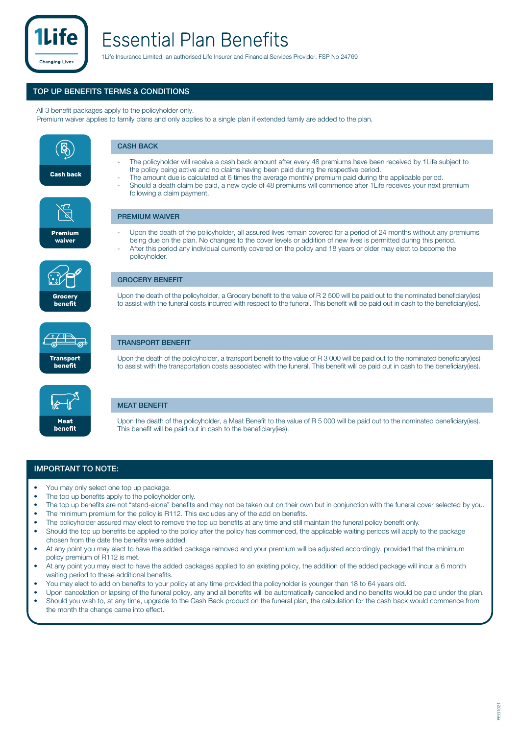# Essential Plan Benefits

1Life Insurance Limited, an authorised Life Insurer and Financial Services Provider. FSP No 24769

## TOP UP BENEFITS TERMS & CONDITIONS

All 3 benefit packages apply to the policyholder only.
Premium waiver applies to family plans and only applies to a single plan if extended family are added to the plan.

### CASH BACK

- The policyholder will receive a cash back amount after every 48 premiums have been received by 1Life subject to the policy being active and no claims having been paid during the respective period.
- The amount due is calculated at 6 times the average monthly premium paid during the applicable period.
- Should a death claim be paid, a new cycle of 48 premiums will commence after 1Life receives your next premium following a claim payment.

### PREMIUM WAIVER

- Upon the death of the policyholder, all assured lives remain covered for a period of 24 months without any premiums being due on the plan. No changes to the cover levels or addition of new lives is permitted during this period.
- After this period any individual currently covered on the policy and 18 years or older may elect to become the policyholder.

### GROCERY BENEFIT

Upon the death of the policyholder, a Grocery benefit to the value of R 2 500 will be paid out to the nominated beneficiary(ies) to assist with the funeral costs incurred with respect to the funeral. This benefit will be paid out in cash to the beneficiary(ies).

### TRANSPORT BENEFIT

Upon the death of the policyholder, a transport benefit to the value of R 3 000 will be paid out to the nominated beneficiary(ies) to assist with the transportation costs associated with the funeral. This benefit will be paid out in cash to the beneficiary(ies).

### MEAT BENEFIT

Upon the death of the policyholder, a Meat Benefit to the value of R 5 000 will be paid out to the nominated beneficiary(ies). This benefit will be paid out in cash to the beneficiary(ies).

## IMPORTANT TO NOTE:

- You may only select one top up package.
- The top up benefits apply to the policyholder only.
- The top up benefits are not "stand-alone" benefits and may not be taken out on their own but in conjunction with the funeral cover selected by you.
- The minimum premium for the policy is R112. This excludes any of the add on benefits.
- The policyholder assured may elect to remove the top up benefits at any time and still maintain the funeral policy benefit only.
- Should the top up benefits be applied to the policy after the policy has commenced, the applicable waiting periods will apply to the package chosen from the date the benefits were added.
- At any point you may elect to have the added package removed and your premium will be adjusted accordingly, provided that the minimum policy premium of R112 is met.
- At any point you may elect to have the added packages applied to an existing policy, the addition of the added package will incur a 6 month waiting period to these additional benefits.
- You may elect to add on benefits to your policy at any time provided the policyholder is younger than 18 to 64 years old.
- Upon cancelation or lapsing of the funeral policy, any and all benefits will be automatically cancelled and no benefits would be paid under the plan.
- Should you wish to, at any time, upgrade to the Cash Back product on the funeral plan, the calculation for the cash back would commence from the month the change came into effect.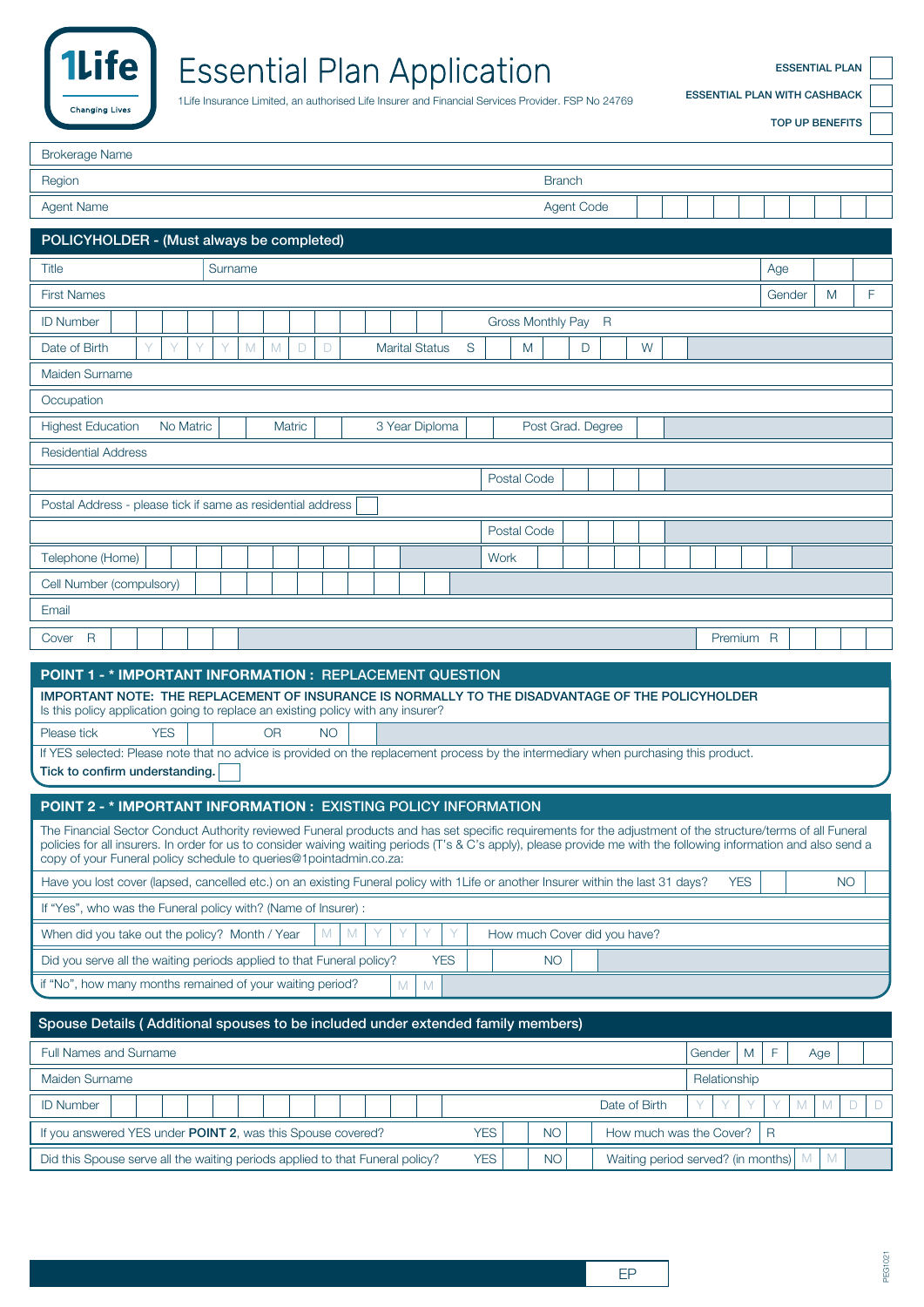# Essential Plan Application

1Life Insurance Limited, an authorised Life Insurer and Financial Services Provider. FSP No 24769

| | |
|---|---|
| ESSENTIAL PLAN | |
| ESSENTIAL PLAN WITH CASHBACK | |
| TOP UP BENEFITS | |

| | |
|---|---|
| Brokerage Name | |
| Region | Branch |
| Agent Name | Agent Code |

## POLICYHOLDER - (Must always be completed)

| | | | |
|---|---|---|---|
| Title | Surname | Age | |
| First Names | | Gender | M / F |
| ID Number | | Gross Monthly Pay R | |
| Date of Birth | YYYY MM DD | Marital Status | S / M / D / W |
| Maiden Surname | | | |
| Occupation | | | |
| Highest Education | No Matric / Matric / 3 Year Diploma / Post Grad. Degree | | |
| Residential Address | | | |
| | | Postal Code | |
| Postal Address - please tick if same as residential address | | | |
| | | Postal Code | |
| Telephone (Home) | | Work | |
| Cell Number (compulsory) | | | |
| Email | | | |
| Cover R | | Premium R | |

## POINT 1 - * IMPORTANT INFORMATION : REPLACEMENT QUESTION

**IMPORTANT NOTE: THE REPLACEMENT OF INSURANCE IS NORMALLY TO THE DISADVANTAGE OF THE POLICYHOLDER**

Is this policy application going to replace an existing policy with any insurer?

Please tick YES ☐ OR NO ☐

If YES selected: Please note that no advice is provided on the replacement process by the intermediary when purchasing this product.

**Tick to confirm understanding.** ☐

## POINT 2 - * IMPORTANT INFORMATION : EXISTING POLICY INFORMATION

The Financial Sector Conduct Authority reviewed Funeral products and has set specific requirements for the adjustment of the structure/terms of all Funeral policies for all insurers. In order for us to consider waiving waiting periods (T's & C's apply), please provide me with the following information and also send a copy of your Funeral policy schedule to queries@1pointadmin.co.za:

| | |
|---|---|
| Have you lost cover (lapsed, cancelled etc.) on an existing Funeral policy with 1Life or another Insurer within the last 31 days? | YES ☐ NO ☐ |
| If "Yes", who was the Funeral policy with? (Name of Insurer) : | |
| When did you take out the policy? Month / Year MM YYYY | How much Cover did you have? |
| Did you serve all the waiting periods applied to that Funeral policy? | YES ☐ NO ☐ |
| if "No", how many months remained of your waiting period? | MM |

## Spouse Details ( Additional spouses to be included under extended family members)

| | | | |
|---|---|---|---|
| Full Names and Surname | | Gender M / F | Age |
| Maiden Surname | | Relationship | |
| ID Number | | Date of Birth | YYYY MM DD |
| If you answered YES under **POINT 2**, was this Spouse covered? | YES ☐ NO ☐ | How much was the Cover? | R |
| Did this Spouse serve all the waiting periods applied to that Funeral policy? | YES ☐ NO ☐ | Waiting period served? (in months) | MM |

EP

PEG1021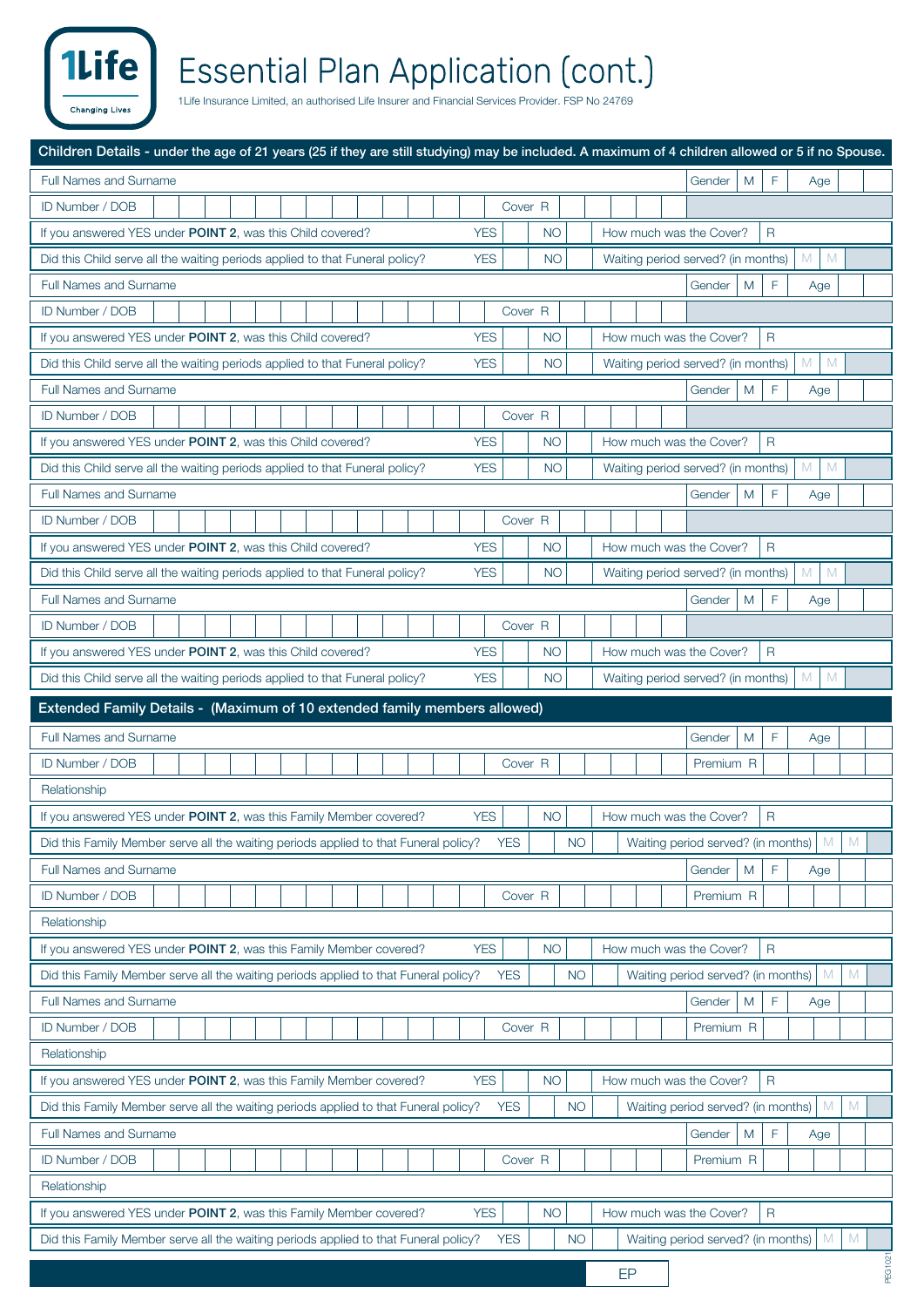# Essential Plan Application (cont.)

1Life Insurance Limited, an authorised Life Insurer and Financial Services Provider. FSP No 24769

## Children Details - under the age of 21 years (25 if they are still studying) may be included. A maximum of 4 children allowed or 5 if no Spouse.

| Full Names and Surname | | | | Gender | M | F | Age |
|---|---|---|---|---|---|---|---|
| ID Number / DOB | | Cover R | | | | | |
| If you answered YES under **POINT 2**, was this Child covered? | YES | NO | How much was the Cover? | R | | | |
| Did this Child serve all the waiting periods applied to that Funeral policy? | YES | NO | Waiting period served? (in months) | M | M | | |
| Full Names and Surname | | | | Gender | M | F | Age |
| ID Number / DOB | | Cover R | | | | | |
| If you answered YES under **POINT 2**, was this Child covered? | YES | NO | How much was the Cover? | R | | | |
| Did this Child serve all the waiting periods applied to that Funeral policy? | YES | NO | Waiting period served? (in months) | M | M | | |
| Full Names and Surname | | | | Gender | M | F | Age |
| ID Number / DOB | | Cover R | | | | | |
| If you answered YES under **POINT 2**, was this Child covered? | YES | NO | How much was the Cover? | R | | | |
| Did this Child serve all the waiting periods applied to that Funeral policy? | YES | NO | Waiting period served? (in months) | M | M | | |
| Full Names and Surname | | | | Gender | M | F | Age |
| ID Number / DOB | | Cover R | | | | | |
| If you answered YES under **POINT 2**, was this Child covered? | YES | NO | How much was the Cover? | R | | | |
| Did this Child serve all the waiting periods applied to that Funeral policy? | YES | NO | Waiting period served? (in months) | M | M | | |
| Full Names and Surname | | | | Gender | M | F | Age |
| ID Number / DOB | | Cover R | | | | | |
| If you answered YES under **POINT 2**, was this Child covered? | YES | NO | How much was the Cover? | R | | | |
| Did this Child serve all the waiting periods applied to that Funeral policy? | YES | NO | Waiting period served? (in months) | M | M | | |

## Extended Family Details - (Maximum of 10 extended family members allowed)

| Full Names and Surname | | | | Gender | M | F | Age |
|---|---|---|---|---|---|---|---|
| ID Number / DOB | | Cover R | | Premium R | | | |
| Relationship | | | | | | | |
| If you answered YES under **POINT 2**, was this Family Member covered? | YES | NO | How much was the Cover? | R | | | |
| Did this Family Member serve all the waiting periods applied to that Funeral policy? | YES | NO | Waiting period served? (in months) | M | M | | |
| Full Names and Surname | | | | Gender | M | F | Age |
| ID Number / DOB | | Cover R | | Premium R | | | |
| Relationship | | | | | | | |
| If you answered YES under **POINT 2**, was this Family Member covered? | YES | NO | How much was the Cover? | R | | | |
| Did this Family Member serve all the waiting periods applied to that Funeral policy? | YES | NO | Waiting period served? (in months) | M | M | | |
| Full Names and Surname | | | | Gender | M | F | Age |
| ID Number / DOB | | Cover R | | Premium R | | | |
| Relationship | | | | | | | |
| If you answered YES under **POINT 2**, was this Family Member covered? | YES | NO | How much was the Cover? | R | | | |
| Did this Family Member serve all the waiting periods applied to that Funeral policy? | YES | NO | Waiting period served? (in months) | M | M | | |
| Full Names and Surname | | | | Gender | M | F | Age |
| ID Number / DOB | | Cover R | | Premium R | | | |
| Relationship | | | | | | | |
| If you answered YES under **POINT 2**, was this Family Member covered? | YES | NO | How much was the Cover? | R | | | |
| Did this Family Member serve all the waiting periods applied to that Funeral policy? | YES | NO | Waiting period served? (in months) | M | M | | |

EP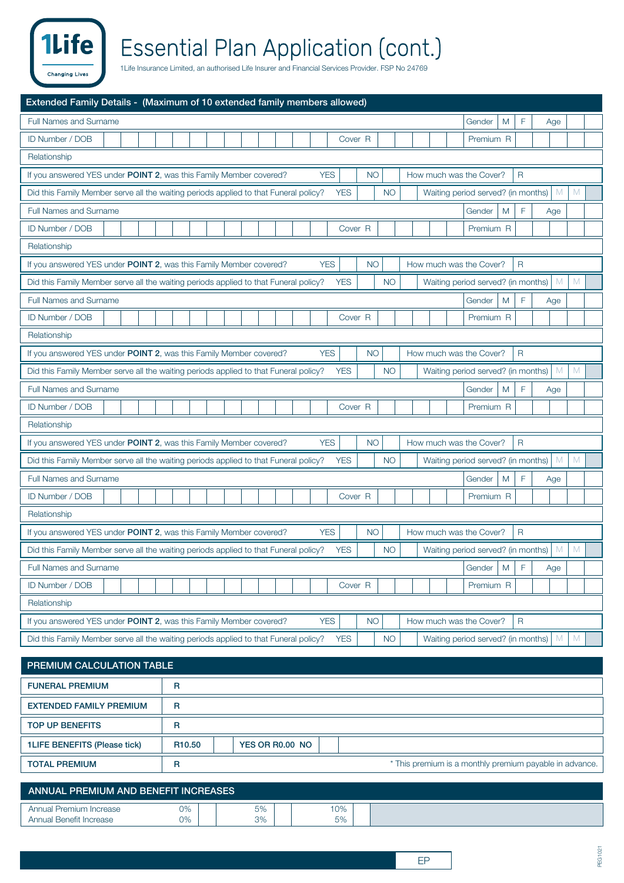# Essential Plan Application (cont.)

1Life Insurance Limited, an authorised Life Insurer and Financial Services Provider. FSP No 24769

## Extended Family Details - (Maximum of 10 extended family members allowed)

| Full Names and Surname | | Gender | M | F | Age | |
|---|---|---|---|---|---|---|
| ID Number / DOB | | Cover R | | Premium R | | |
| Relationship | | | | | | |
| If you answered YES under **POINT 2**, was this Family Member covered? | YES | | NO | | How much was the Cover? | R |
| Did this Family Member serve all the waiting periods applied to that Funeral policy? | YES | | NO | | Waiting period served? (in months) | M M |

| Full Names and Surname | | Gender | M | F | Age | |
|---|---|---|---|---|---|---|
| ID Number / DOB | | Cover R | | Premium R | | |
| Relationship | | | | | | |
| If you answered YES under **POINT 2**, was this Family Member covered? | YES | | NO | | How much was the Cover? | R |
| Did this Family Member serve all the waiting periods applied to that Funeral policy? | YES | | NO | | Waiting period served? (in months) | M M |

| Full Names and Surname | | Gender | M | F | Age | |
|---|---|---|---|---|---|---|
| ID Number / DOB | | Cover R | | Premium R | | |
| Relationship | | | | | | |
| If you answered YES under **POINT 2**, was this Family Member covered? | YES | | NO | | How much was the Cover? | R |
| Did this Family Member serve all the waiting periods applied to that Funeral policy? | YES | | NO | | Waiting period served? (in months) | M M |

| Full Names and Surname | | Gender | M | F | Age | |
|---|---|---|---|---|---|---|
| ID Number / DOB | | Cover R | | Premium R | | |
| Relationship | | | | | | |
| If you answered YES under **POINT 2**, was this Family Member covered? | YES | | NO | | How much was the Cover? | R |
| Did this Family Member serve all the waiting periods applied to that Funeral policy? | YES | | NO | | Waiting period served? (in months) | M M |

| Full Names and Surname | | Gender | M | F | Age | |
|---|---|---|---|---|---|---|
| ID Number / DOB | | Cover R | | Premium R | | |
| Relationship | | | | | | |
| If you answered YES under **POINT 2**, was this Family Member covered? | YES | | NO | | How much was the Cover? | R |
| Did this Family Member serve all the waiting periods applied to that Funeral policy? | YES | | NO | | Waiting period served? (in months) | M M |

| Full Names and Surname | | Gender | M | F | Age | |
|---|---|---|---|---|---|---|
| ID Number / DOB | | Cover R | | Premium R | | |
| Relationship | | | | | | |
| If you answered YES under **POINT 2**, was this Family Member covered? | YES | | NO | | How much was the Cover? | R |
| Did this Family Member serve all the waiting periods applied to that Funeral policy? | YES | | NO | | Waiting period served? (in months) | M M |

## PREMIUM CALCULATION TABLE

| | | | | |
|---|---|---|---|---|
| **FUNERAL PREMIUM** | R | | | |
| **EXTENDED FAMILY PREMIUM** | R | | | |
| **TOP UP BENEFITS** | R | | | |
| **1LIFE BENEFITS (Please tick)** | R10.50 | | YES OR R0.00 NO | |
| **TOTAL PREMIUM** | R | | | * This premium is a monthly premium payable in advance. |

## ANNUAL PREMIUM AND BENEFIT INCREASES

| | | | | | | |
|---|---|---|---|---|---|---|
| Annual Premium Increase<br>Annual Benefit Increase | 0%<br>0% | | 5%<br>3% | | 10%<br>5% | |

EP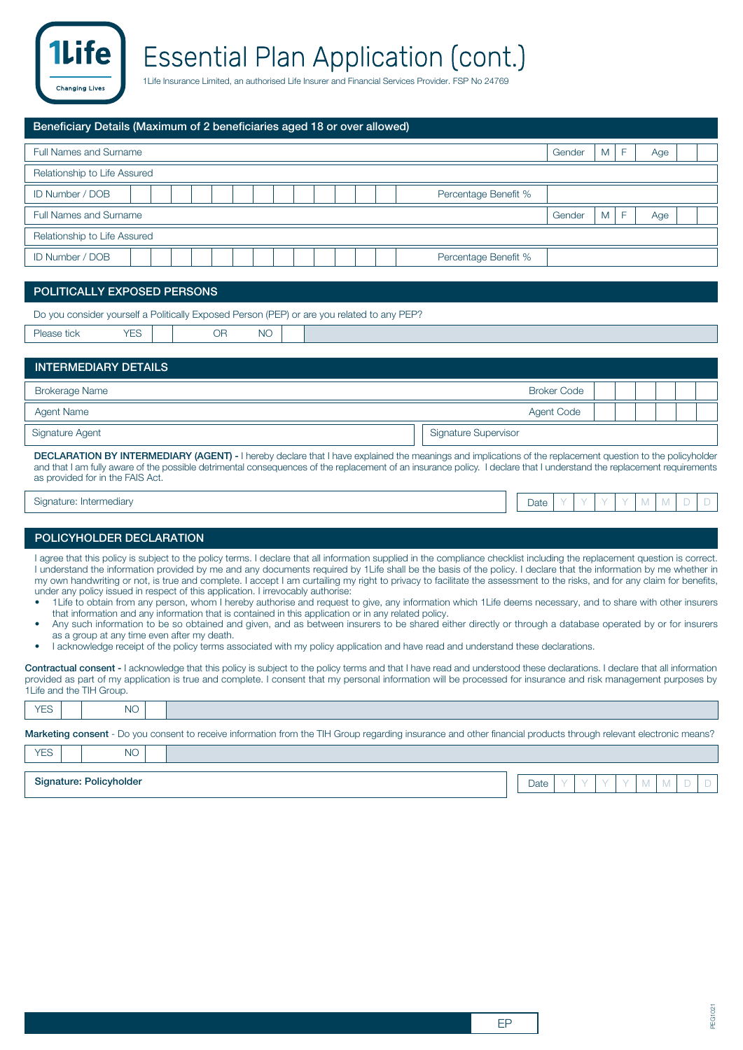# Essential Plan Application (cont.)

1Life Insurance Limited, an authorised Life Insurer and Financial Services Provider. FSP No 24769

## Beneficiary Details (Maximum of 2 beneficiaries aged 18 or over allowed)

| Full Names and Surname | | Gender | M | F | Age | |
|---|---|---|---|---|---|---|
| Relationship to Life Assured | | | | | | |
| ID Number / DOB | | Percentage Benefit % | | | | |
| Full Names and Surname | | Gender | M | F | Age | |
| Relationship to Life Assured | | | | | | |
| ID Number / DOB | | Percentage Benefit % | | | | |

## POLITICALLY EXPOSED PERSONS

Do you consider yourself a Politically Exposed Person (PEP) or are you related to any PEP?

| Please tick | YES | | OR | NO | |
|---|---|---|---|---|---|

## INTERMEDIARY DETAILS

| Brokerage Name | Broker Code | |
|---|---|---|
| Agent Name | Agent Code | |
| Signature Agent | Signature Supervisor | |

**DECLARATION BY INTERMEDIARY (AGENT) -** I hereby declare that I have explained the meanings and implications of the replacement question to the policyholder and that I am fully aware of the possible detrimental consequences of the replacement of an insurance policy. I declare that I understand the replacement requirements as provided for in the FAIS Act.

| Signature: Intermediary | Date | Y | Y | Y | Y | M | M | D | D |
|---|---|---|---|---|---|---|---|---|---|

## POLICYHOLDER DECLARATION

I agree that this policy is subject to the policy terms. I declare that all information supplied in the compliance checklist including the replacement question is correct. I understand the information provided by me and any documents required by 1Life shall be the basis of the policy. I declare that the information by me whether in my own handwriting or not, is true and complete. I accept I am curtailing my right to privacy to facilitate the assessment to the risks, and for any claim for benefits, under any policy issued in respect of this application. I irrevocably authorise:

- 1Life to obtain from any person, whom I hereby authorise and request to give, any information which 1Life deems necessary, and to share with other insurers that information and any information that is contained in this application or in any related policy.
- Any such information to be so obtained and given, and as between insurers to be shared either directly or through a database operated by or for insurers as a group at any time even after my death.
- I acknowledge receipt of the policy terms associated with my policy application and have read and understand these declarations.

**Contractual consent -** I acknowledge that this policy is subject to the policy terms and that I have read and understood these declarations. I declare that all information provided as part of my application is true and complete. I consent that my personal information will be processed for insurance and risk management purposes by 1Life and the TIH Group.

| YES | | NO | |
|---|---|---|---|

**Marketing consent** - Do you consent to receive information from the TIH Group regarding insurance and other financial products through relevant electronic means?

| YES | | NO | |
|---|---|---|---|

| **Signature: Policyholder** | Date | Y | Y | Y | Y | M | M | D | D |
|---|---|---|---|---|---|---|---|---|---|

EP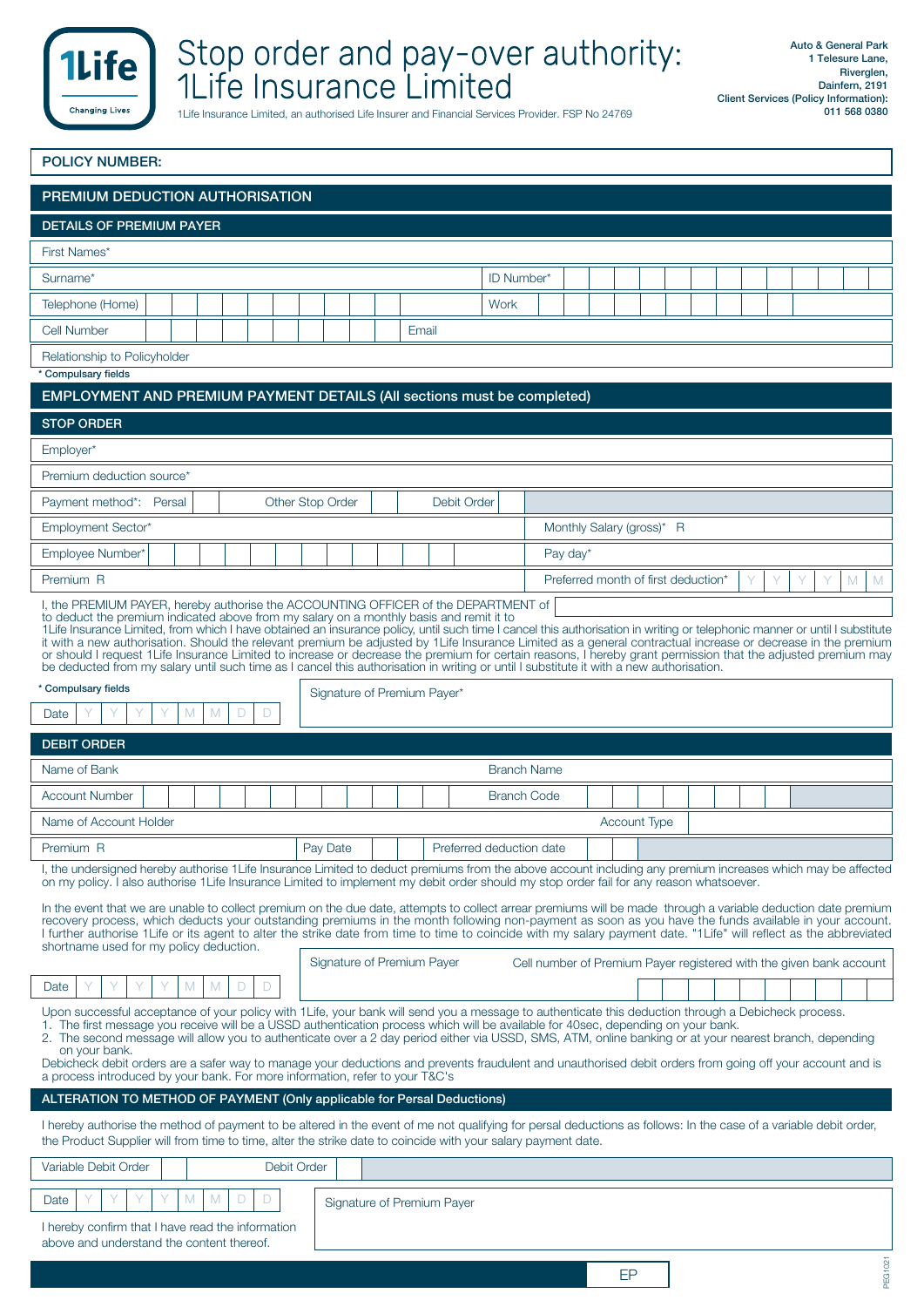# Stop order and pay-over authority: 1Life Insurance Limited

1Life Insurance Limited, an authorised Life Insurer and Financial Services Provider. FSP No 24769

Auto & General Park
1 Telesure Lane,
Riverglen,
Dainfern, 2191
Client Services (Policy Information):
011 568 0380

**POLICY NUMBER:**

## PREMIUM DEDUCTION AUTHORISATION

### DETAILS OF PREMIUM PAYER

| | | | |
|---|---|---|---|
| First Names* | | | |
| Surname* | | ID Number* | |
| Telephone (Home) | | Work | |
| Cell Number | | Email | |
| Relationship to Policyholder | | | |

\* Compulsary fields

### EMPLOYMENT AND PREMIUM PAYMENT DETAILS (All sections must be completed)

### STOP ORDER

| | | | |
|---|---|---|---|
| Employer* | | | |
| Premium deduction source* | | | |
| Payment method*: Persal ☐ | Other Stop Order ☐ | Debit Order ☐ | |
| Employment Sector* | | Monthly Salary (gross)* R | |
| Employee Number* | | Pay day* | |
| Premium R | | Preferred month of first deduction* | Y Y Y Y M M |

I, the PREMIUM PAYER, hereby authorise the ACCOUNTING OFFICER of the DEPARTMENT of ________ to deduct the premium indicated above from my salary on a monthly basis and remit it to 1Life Insurance Limited, from which I have obtained an insurance policy, until such time I cancel this authorisation in writing or telephonic manner or until I substitute it with a new authorisation. Should the relevant premium be adjusted by 1Life Insurance Limited as a general contractual increase or decrease in the premium or should I request 1Life Insurance Limited to increase or decrease the premium for certain reasons, I hereby grant permission that the adjusted premium may be deducted from my salary until such time as I cancel this authorisation in writing or until I substitute it with a new authorisation.

\* Compulsary fields

Date Y Y Y Y M M D D

Signature of Premium Payer*

### DEBIT ORDER

| | | | |
|---|---|---|---|
| Name of Bank | | Branch Name | |
| Account Number | | Branch Code | |
| Name of Account Holder | | Account Type | |
| Premium R | Pay Date | Preferred deduction date | |

I, the undersigned hereby authorise 1Life Insurance Limited to deduct premiums from the above account including any premium increases which may be affected on my policy. I also authorise 1Life Insurance Limited to implement my debit order should my stop order fail for any reason whatsoever.

In the event that we are unable to collect premium on the due date, attempts to collect arrear premiums will be made through a variable deduction date premium recovery process, which deducts your outstanding premiums in the month following non-payment as soon as you have the funds available in your account. I further authorise 1Life or its agent to alter the strike date from time to time to coincide with my salary payment date. "1Life" will reflect as the abbreviated shortname used for my policy deduction.

Date Y Y Y Y M M D D

Signature of Premium Payer

Cell number of Premium Payer registered with the given bank account

Upon successful acceptance of your policy with 1Life, your bank will send you a message to authenticate this deduction through a Debicheck process.

1. The first message you receive will be a USSD authentication process which will be available for 40sec, depending on your bank.
2. The second message will allow you to authenticate over a 2 day period either via USSD, SMS, ATM, online banking or at your nearest branch, depending on your bank.

Debicheck debit orders are a safer way to manage your deductions and prevents fraudulent and unauthorised debit orders from going off your account and is a process introduced by your bank. For more information, refer to your T&C's

### ALTERATION TO METHOD OF PAYMENT (Only applicable for Persal Deductions)

I hereby authorise the method of payment to be altered in the event of me not qualifying for persal deductions as follows: In the case of a variable debit order, the Product Supplier will from time to time, alter the strike date to coincide with your salary payment date.

Variable Debit Order ☐ Debit Order ☐

Date Y Y Y Y M M D D

Signature of Premium Payer

I hereby confirm that I have read the information above and understand the content thereof.

EP

PEG1021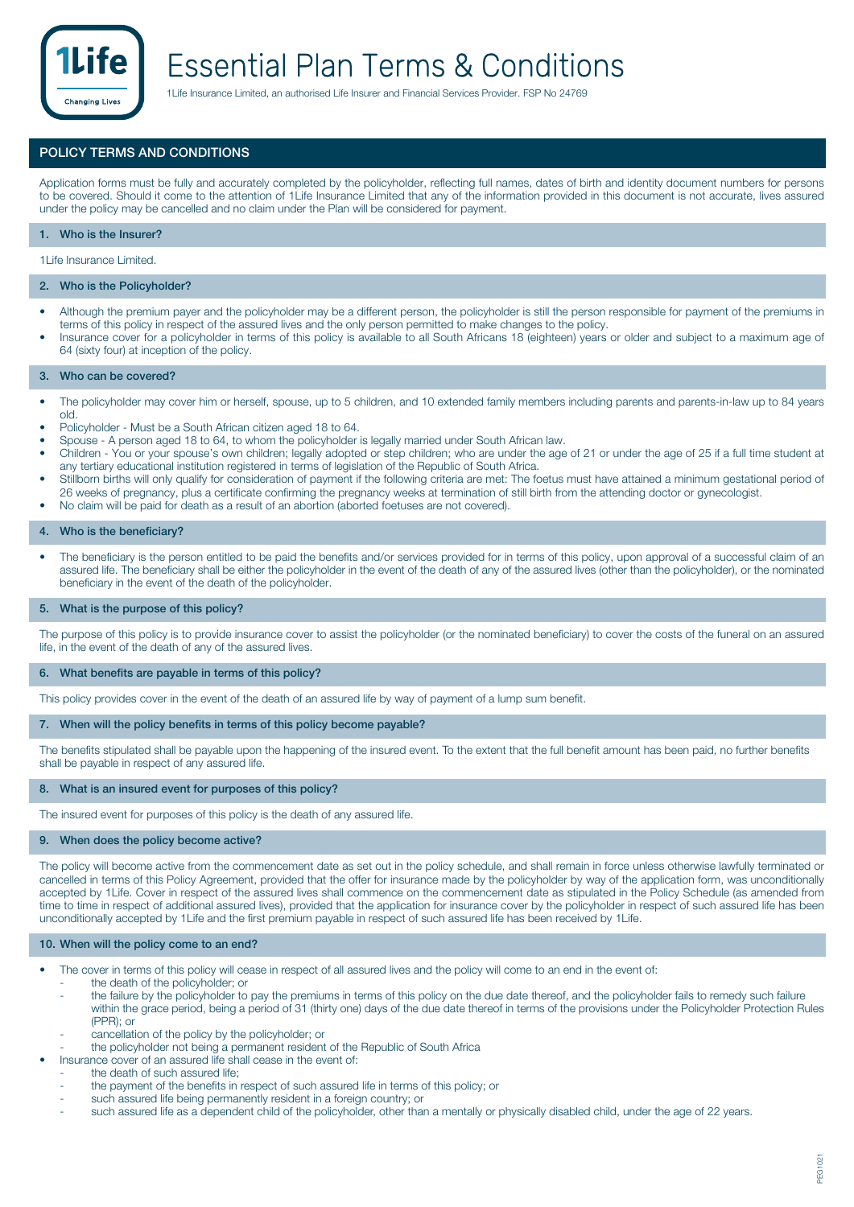# Essential Plan Terms & Conditions

1Life Insurance Limited, an authorised Life Insurer and Financial Services Provider. FSP No 24769

## POLICY TERMS AND CONDITIONS

Application forms must be fully and accurately completed by the policyholder, reflecting full names, dates of birth and identity document numbers for persons to be covered. Should it come to the attention of 1Life Insurance Limited that any of the information provided in this document is not accurate, lives assured under the policy may be cancelled and no claim under the Plan will be considered for payment.

### 1. Who is the Insurer?

1Life Insurance Limited.

### 2. Who is the Policyholder?

- Although the premium payer and the policyholder may be a different person, the policyholder is still the person responsible for payment of the premiums in terms of this policy in respect of the assured lives and the only person permitted to make changes to the policy.
- Insurance cover for a policyholder in terms of this policy is available to all South Africans 18 (eighteen) years or older and subject to a maximum age of 64 (sixty four) at inception of the policy.

### 3. Who can be covered?

- The policyholder may cover him or herself, spouse, up to 5 children, and 10 extended family members including parents and parents-in-law up to 84 years old.
- Policyholder - Must be a South African citizen aged 18 to 64.
- Spouse - A person aged 18 to 64, to whom the policyholder is legally married under South African law.
- Children - You or your spouse's own children; legally adopted or step children; who are under the age of 21 or under the age of 25 if a full time student at any tertiary educational institution registered in terms of legislation of the Republic of South Africa.
- Stillborn births will only qualify for consideration of payment if the following criteria are met: The foetus must have attained a minimum gestational period of 26 weeks of pregnancy, plus a certificate confirming the pregnancy weeks at termination of still birth from the attending doctor or gynecologist.
- No claim will be paid for death as a result of an abortion (aborted foetuses are not covered).

### 4. Who is the beneficiary?

- The beneficiary is the person entitled to be paid the benefits and/or services provided for in terms of this policy, upon approval of a successful claim of an assured life. The beneficiary shall be either the policyholder in the event of the death of any of the assured lives (other than the policyholder), or the nominated beneficiary in the event of the death of the policyholder.

### 5. What is the purpose of this policy?

The purpose of this policy is to provide insurance cover to assist the policyholder (or the nominated beneficiary) to cover the costs of the funeral on an assured life, in the event of the death of any of the assured lives.

### 6. What benefits are payable in terms of this policy?

This policy provides cover in the event of the death of an assured life by way of payment of a lump sum benefit.

### 7. When will the policy benefits in terms of this policy become payable?

The benefits stipulated shall be payable upon the happening of the insured event. To the extent that the full benefit amount has been paid, no further benefits shall be payable in respect of any assured life.

### 8. What is an insured event for purposes of this policy?

The insured event for purposes of this policy is the death of any assured life.

### 9. When does the policy become active?

The policy will become active from the commencement date as set out in the policy schedule, and shall remain in force unless otherwise lawfully terminated or cancelled in terms of this Policy Agreement, provided that the offer for insurance made by the policyholder by way of the application form, was unconditionally accepted by 1Life. Cover in respect of the assured lives shall commence on the commencement date as stipulated in the Policy Schedule (as amended from time to time in respect of additional assured lives), provided that the application for insurance cover by the policyholder in respect of such assured life has been unconditionally accepted by 1Life and the first premium payable in respect of such assured life has been received by 1Life.

### 10. When will the policy come to an end?

- The cover in terms of this policy will cease in respect of all assured lives and the policy will come to an end in the event of:
  - the death of the policyholder; or
  - the failure by the policyholder to pay the premiums in terms of this policy on the due date thereof, and the policyholder fails to remedy such failure within the grace period, being a period of 31 (thirty one) days of the due date thereof in terms of the provisions under the Policyholder Protection Rules (PPR); or
  - cancellation of the policy by the policyholder; or
  - the policyholder not being a permanent resident of the Republic of South Africa
- Insurance cover of an assured life shall cease in the event of:
  - the death of such assured life;
  - the payment of the benefits in respect of such assured life in terms of this policy; or
  - such assured life being permanently resident in a foreign country; or
  - such assured life as a dependent child of the policyholder, other than a mentally or physically disabled child, under the age of 22 years.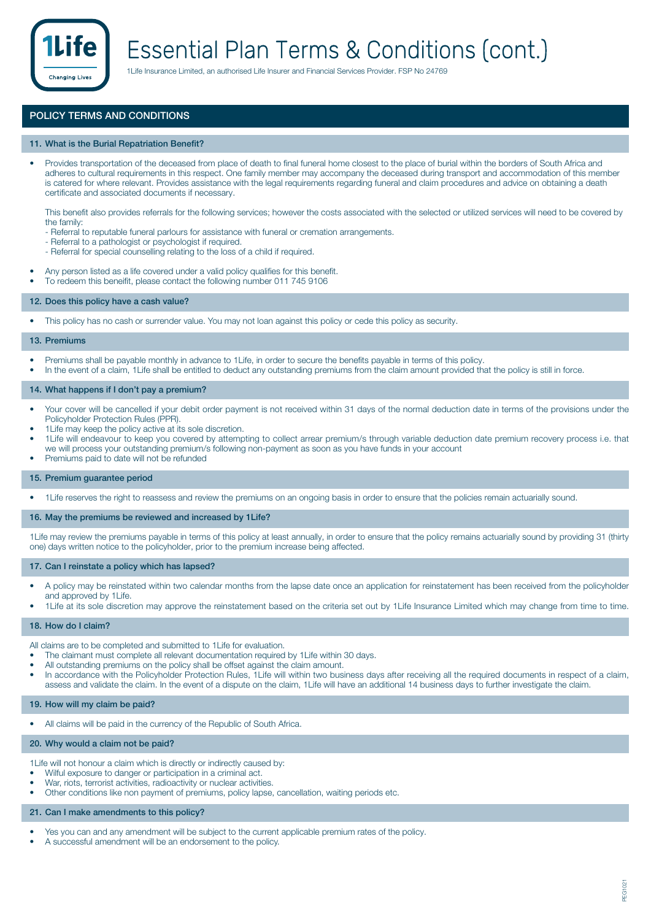# Essential Plan Terms & Conditions (cont.)

1Life Insurance Limited, an authorised Life Insurer and Financial Services Provider. FSP No 24769

## POLICY TERMS AND CONDITIONS

### 11. What is the Burial Repatriation Benefit?

- Provides transportation of the deceased from place of death to final funeral home closest to the place of burial within the borders of South Africa and adheres to cultural requirements in this respect. One family member may accompany the deceased during transport and accommodation of this member is catered for where relevant. Provides assistance with the legal requirements regarding funeral and claim procedures and advice on obtaining a death certificate and associated documents if necessary.

  This benefit also provides referrals for the following services; however the costs associated with the selected or utilized services will need to be covered by the family:
  - Referral to reputable funeral parlours for assistance with funeral or cremation arrangements.
  - Referral to a pathologist or psychologist if required.
  - Referral for special counselling relating to the loss of a child if required.

- Any person listed as a life covered under a valid policy qualifies for this benefit.
- To redeem this beneifit, please contact the following number 011 745 9106

### 12. Does this policy have a cash value?

- This policy has no cash or surrender value. You may not loan against this policy or cede this policy as security.

### 13. Premiums

- Premiums shall be payable monthly in advance to 1Life, in order to secure the benefits payable in terms of this policy.
- In the event of a claim, 1Life shall be entitled to deduct any outstanding premiums from the claim amount provided that the policy is still in force.

### 14. What happens if I don't pay a premium?

- Your cover will be cancelled if your debit order payment is not received within 31 days of the normal deduction date in terms of the provisions under the Policyholder Protection Rules (PPR).
- 1Life may keep the policy active at its sole discretion.
- 1Life will endeavour to keep you covered by attempting to collect arrear premium/s through variable deduction date premium recovery process i.e. that we will process your outstanding premium/s following non-payment as soon as you have funds in your account
- Premiums paid to date will not be refunded

### 15. Premium guarantee period

- 1Life reserves the right to reassess and review the premiums on an ongoing basis in order to ensure that the policies remain actuarially sound.

### 16. May the premiums be reviewed and increased by 1Life?

1Life may review the premiums payable in terms of this policy at least annually, in order to ensure that the policy remains actuarially sound by providing 31 (thirty one) days written notice to the policyholder, prior to the premium increase being affected.

### 17. Can I reinstate a policy which has lapsed?

- A policy may be reinstated within two calendar months from the lapse date once an application for reinstatement has been received from the policyholder and approved by 1Life.
- 1Life at its sole discretion may approve the reinstatement based on the criteria set out by 1Life Insurance Limited which may change from time to time.

### 18. How do I claim?

All claims are to be completed and submitted to 1Life for evaluation.

- The claimant must complete all relevant documentation required by 1Life within 30 days.
- All outstanding premiums on the policy shall be offset against the claim amount.
- In accordance with the Policyholder Protection Rules, 1Life will within two business days after receiving all the required documents in respect of a claim, assess and validate the claim. In the event of a dispute on the claim, 1Life will have an additional 14 business days to further investigate the claim.

### 19. How will my claim be paid?

- All claims will be paid in the currency of the Republic of South Africa.

### 20. Why would a claim not be paid?

1Life will not honour a claim which is directly or indirectly caused by:

- Wilful exposure to danger or participation in a criminal act.
- War, riots, terrorist activities, radioactivity or nuclear activities.
- Other conditions like non payment of premiums, policy lapse, cancellation, waiting periods etc.

### 21. Can I make amendments to this policy?

- Yes you can and any amendment will be subject to the current applicable premium rates of the policy.
- A successful amendment will be an endorsement to the policy.

PEG1021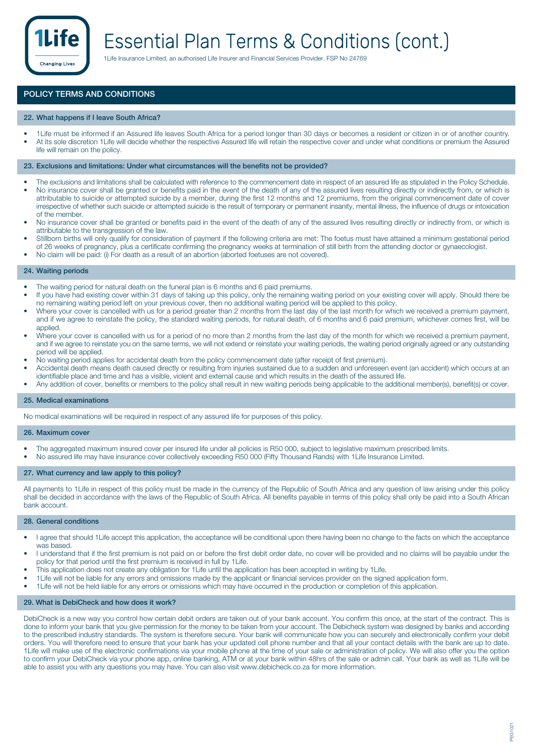# Essential Plan Terms & Conditions (cont.)

1Life Insurance Limited, an authorised Life Insurer and Financial Services Provider. FSP No 24769

## POLICY TERMS AND CONDITIONS

### 22. What happens if I leave South Africa?

- 1Life must be informed if an Assured life leaves South Africa for a period longer than 30 days or becomes a resident or citizen in or of another country.
- At its sole discretion 1Life will decide whether the respective Assured life will retain the respective cover and under what conditions or premium the Assured life will remain on the policy.

### 23. Exclusions and limitations: Under what circumstances will the benefits not be provided?

- The exclusions and limitations shall be calculated with reference to the commencement date in respect of an assured life as stipulated in the Policy Schedule.
- No insurance cover shall be granted or benefits paid in the event of the death of any of the assured lives resulting directly or indirectly from, or which is attributable to suicide or attempted suicide by a member, during the first 12 months and 12 premiums, from the original commencement date of cover irrespective of whether such suicide or attempted suicide is the result of temporary or permanent insanity, mental illness, the influence of drugs or intoxication of the member.
- No insurance cover shall be granted or benefits paid in the event of the death of any of the assured lives resulting directly or indirectly from, or which is attributable to the transgression of the law.
- Stillborn births will only qualify for consideration of payment if the following criteria are met: The foetus must have attained a minimum gestational period of 26 weeks of pregnancy, plus a certificate confirming the pregnancy weeks at termination of still birth from the attending doctor or gynaecologist.
- No claim will be paid: (i) For death as a result of an abortion (aborted foetuses are not covered).

### 24. Waiting periods

- The waiting period for natural death on the funeral plan is 6 months and 6 paid premiums.
- If you have had existing cover within 31 days of taking up this policy, only the remaining waiting period on your existing cover will apply. Should there be no remaining waiting period left on your previous cover, then no additional waiting period will be applied to this policy.
- Where your cover is cancelled with us for a period greater than 2 months from the last day of the last month for which we received a premium payment, and if we agree to reinstate the policy, the standard waiting periods, for natural death, of 6 months and 6 paid premium, whichever comes first, will be applied.
- Where your cover is cancelled with us for a period of no more than 2 months from the last day of the month for which we received a premium payment, and if we agree to reinstate you on the same terms, we will not extend or reinstate your waiting periods, the waiting period originally agreed or any outstanding period will be applied.
- No waiting period applies for accidental death from the policy commencement date (after receipt of first premium).
- Accidental death means death caused directly or resulting from injuries sustained due to a sudden and unforeseen event (an accident) which occurs at an identifiable place and time and has a visible, violent and external cause and which results in the death of the assured life.
- Any addition of cover, benefits or members to the policy shall result in new waiting periods being applicable to the additional member(s), benefit(s) or cover.

### 25. Medical examinations

No medical examinations will be required in respect of any assured life for purposes of this policy.

### 26. Maximum cover

- The aggregated maximum insured cover per insured life under all policies is R50 000, subject to legislative maximum prescribed limits.
- No assured life may have insurance cover collectively exceeding R50 000 (Fifty Thousand Rands) with 1Life Insurance Limited.

### 27. What currency and law apply to this policy?

All payments to 1Life in respect of this policy must be made in the currency of the Republic of South Africa and any question of law arising under this policy shall be decided in accordance with the laws of the Republic of South Africa. All benefits payable in terms of this policy shall only be paid into a South African bank account.

### 28. General conditions

- I agree that should 1Life accept this application, the acceptance will be conditional upon there having been no change to the facts on which the acceptance was based.
- I understand that if the first premium is not paid on or before the first debit order date, no cover will be provided and no claims will be payable under the policy for that period until the first premium is received in full by 1Life.
- This application does not create any obligation for 1Life until the application has been accepted in writing by 1Life.
- 1Life will not be liable for any errors and omissions made by the applicant or financial services provider on the signed application form.
- 1Life will not be held liable for any errors or omissions which may have occurred in the production or completion of this application.

### 29. What is DebiCheck and how does it work?

DebiCheck is a new way you control how certain debit orders are taken out of your bank account. You confirm this once, at the start of the contract. This is done to inform your bank that you give permission for the money to be taken from your account. The Debicheck system was designed by banks and according to the prescribed industry standards. The system is therefore secure. Your bank will communicate how you can securely and electronically confirm your debit orders. You will therefore need to ensure that your bank has your updated cell phone number and that all your contact details with the bank are up to date. 1Life will make use of the electronic confirmations via your mobile phone at the time of your sale or administration of policy. We will also offer you the option to confirm your DebiCheck via your phone app, online banking, ATM or at your bank within 48hrs of the sale or admin call. Your bank as well as 1Life will be able to assist you with any questions you may have. You can also visit www.debicheck.co.za for more information.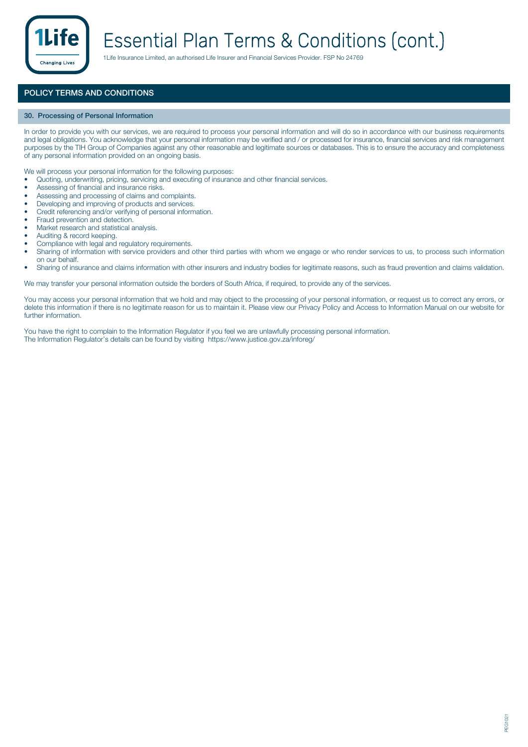## POLICY TERMS AND CONDITIONS

### 30. Processing of Personal Information

In order to provide you with our services, we are required to process your personal information and will do so in accordance with our business requirements and legal obligations. You acknowledge that your personal information may be verified and / or processed for insurance, financial services and risk management purposes by the TIH Group of Companies against any other reasonable and legitimate sources or databases. This is to ensure the accuracy and completeness of any personal information provided on an ongoing basis.

We will process your personal information for the following purposes:

- Quoting, underwriting, pricing, servicing and executing of insurance and other financial services.
- Assessing of financial and insurance risks.
- Assessing and processing of claims and complaints.
- Developing and improving of products and services.
- Credit referencing and/or verifying of personal information.
- Fraud prevention and detection.
- Market research and statistical analysis.
- Auditing & record keeping.
- Compliance with legal and regulatory requirements.
- Sharing of information with service providers and other third parties with whom we engage or who render services to us, to process such information on our behalf.
- Sharing of insurance and claims information with other insurers and industry bodies for legitimate reasons, such as fraud prevention and claims validation.

We may transfer your personal information outside the borders of South Africa, if required, to provide any of the services.

You may access your personal information that we hold and may object to the processing of your personal information, or request us to correct any errors, or delete this information if there is no legitimate reason for us to maintain it. Please view our Privacy Policy and Access to Information Manual on our website for further information.

You have the right to complain to the Information Regulator if you feel we are unlawfully processing personal information.
The Information Regulator's details can be found by visiting https://www.justice.gov.za/inforeg/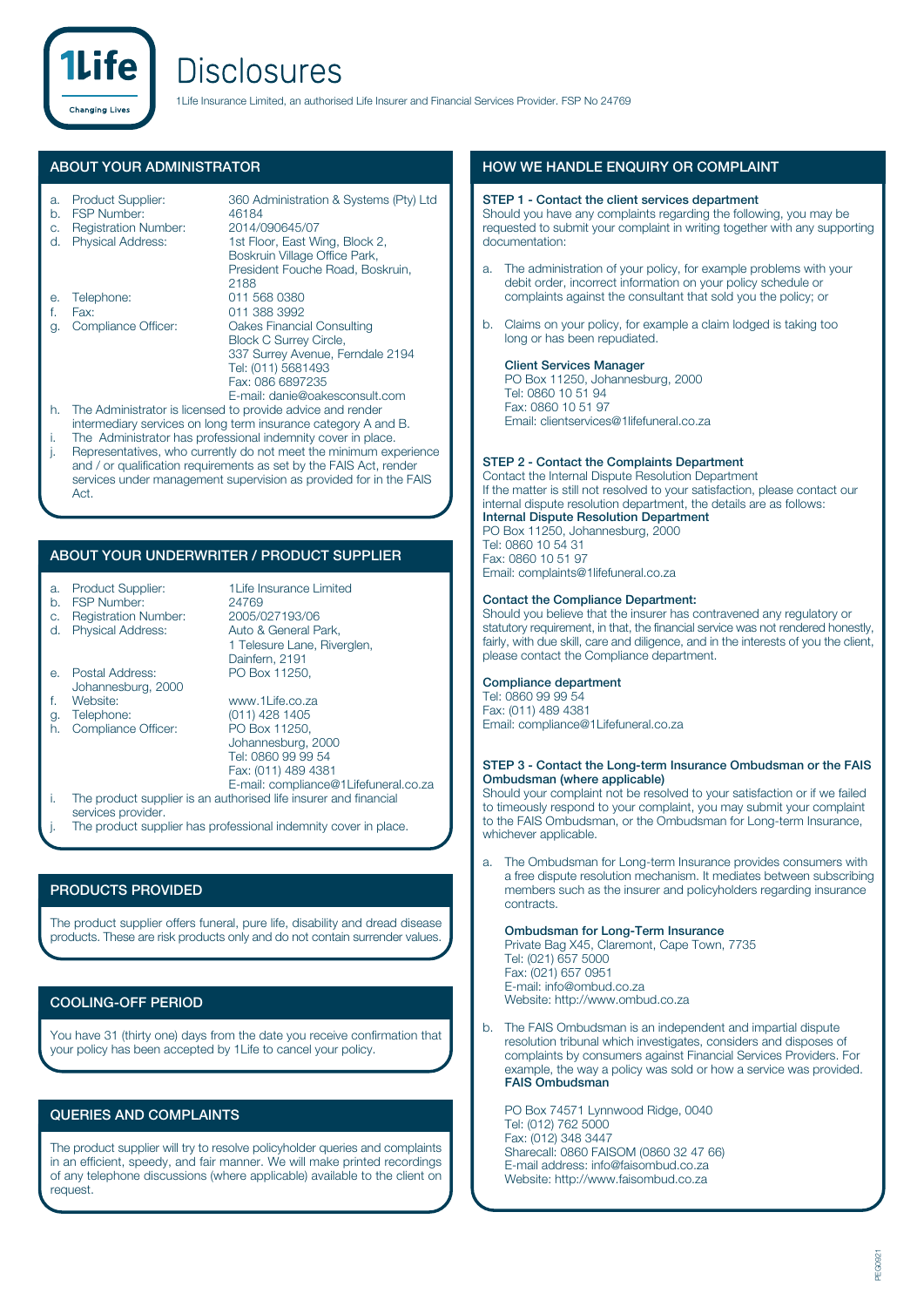# Disclosures

1Life Insurance Limited, an authorised Life Insurer and Financial Services Provider. FSP No 24769

## ABOUT YOUR ADMINISTRATOR

a. Product Supplier: 360 Administration & Systems (Pty) Ltd
b. FSP Number: 46184
c. Registration Number: 2014/090645/07
d. Physical Address: 1st Floor, East Wing, Block 2, Boskruin Village Office Park, President Fouche Road, Boskruin, 2188
e. Telephone: 011 568 0380
f. Fax: 011 388 3992
g. Compliance Officer: Oakes Financial Consulting
Block C Surrey Circle,
337 Surrey Avenue, Ferndale 2194
Tel: (011) 5681493
Fax: 086 6897235
E-mail: danie@oakesconsult.com
h. The Administrator is licensed to provide advice and render intermediary services on long term insurance category A and B.
i. The Administrator has professional indemnity cover in place.
j. Representatives, who currently do not meet the minimum experience and / or qualification requirements as set by the FAIS Act, render services under management supervision as provided for in the FAIS Act.

## ABOUT YOUR UNDERWRITER / PRODUCT SUPPLIER

a. Product Supplier: 1Life Insurance Limited
b. FSP Number: 24769
c. Registration Number: 2005/027193/06
d. Physical Address: Auto & General Park, 1 Telesure Lane, Riverglen, Dainfern, 2191
e. Postal Address: PO Box 11250, Johannesburg, 2000
f. Website: www.1Life.co.za
g. Telephone: (011) 428 1405
h. Compliance Officer: PO Box 11250,
Johannesburg, 2000
Tel: 0860 99 99 54
Fax: (011) 489 4381
E-mail: compliance@1Lifefuneral.co.za
i. The product supplier is an authorised life insurer and financial services provider.
j. The product supplier has professional indemnity cover in place.

## PRODUCTS PROVIDED

The product supplier offers funeral, pure life, disability and dread disease products. These are risk products only and do not contain surrender values.

## COOLING-OFF PERIOD

You have 31 (thirty one) days from the date you receive confirmation that your policy has been accepted by 1Life to cancel your policy.

## QUERIES AND COMPLAINTS

The product supplier will try to resolve policyholder queries and complaints in an efficient, speedy, and fair manner. We will make printed recordings of any telephone discussions (where applicable) available to the client on request.

## HOW WE HANDLE ENQUIRY OR COMPLAINT

**STEP 1 - Contact the client services department**
Should you have any complaints regarding the following, you may be requested to submit your complaint in writing together with any supporting documentation:

a. The administration of your policy, for example problems with your debit order, incorrect information on your policy schedule or complaints against the consultant that sold you the policy; or

b. Claims on your policy, for example a claim lodged is taking too long or has been repudiated.

**Client Services Manager**
PO Box 11250, Johannesburg, 2000
Tel: 0860 10 51 94
Fax: 0860 10 51 97
Email: clientservices@1lifefuneral.co.za

**STEP 2 - Contact the Complaints Department**
Contact the Internal Dispute Resolution Department
If the matter is still not resolved to your satisfaction, please contact our internal dispute resolution department, the details are as follows:
**Internal Dispute Resolution Department**
PO Box 11250, Johannesburg, 2000
Tel: 0860 10 54 31
Fax: 0860 10 51 97
Email: complaints@1lifefuneral.co.za

**Contact the Compliance Department:**
Should you believe that the insurer has contravened any regulatory or statutory requirement, in that, the financial service was not rendered honestly, fairly, with due skill, care and diligence, and in the interests of you the client, please contact the Compliance department.

**Compliance department**
Tel: 0860 99 99 54
Fax: (011) 489 4381
Email: compliance@1Lifefuneral.co.za

**STEP 3 - Contact the Long-term Insurance Ombudsman or the FAIS Ombudsman (where applicable)**
Should your complaint not be resolved to your satisfaction or if we failed to timeously respond to your complaint, you may submit your complaint to the FAIS Ombudsman, or the Ombudsman for Long-term Insurance, whichever applicable.

a. The Ombudsman for Long-term Insurance provides consumers with a free dispute resolution mechanism. It mediates between subscribing members such as the insurer and policyholders regarding insurance contracts.

**Ombudsman for Long-Term Insurance**
Private Bag X45, Claremont, Cape Town, 7735
Tel: (021) 657 5000
Fax: (021) 657 0951
E-mail: info@ombud.co.za
Website: http://www.ombud.co.za

b. The FAIS Ombudsman is an independent and impartial dispute resolution tribunal which investigates, considers and disposes of complaints by consumers against Financial Services Providers. For example, the way a policy was sold or how a service was provided.
**FAIS Ombudsman**

PO Box 74571 Lynnwood Ridge, 0040
Tel: (012) 762 5000
Fax: (012) 348 3447
Sharecall: 0860 FAISOM (0860 32 47 66)
E-mail address: info@faisombud.co.za
Website: http://www.faisombud.co.za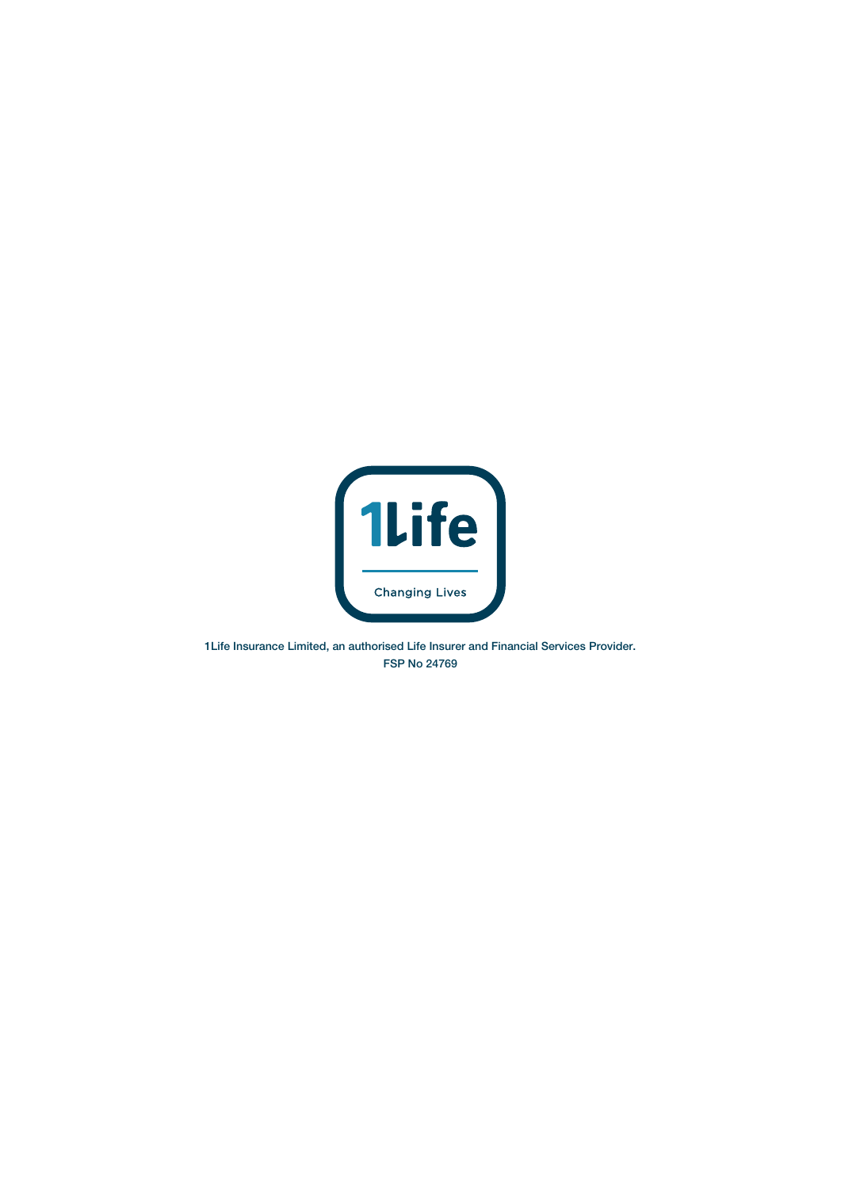1Life

Changing Lives

1Life Insurance Limited, an authorised Life Insurer and Financial Services Provider.
FSP No 24769